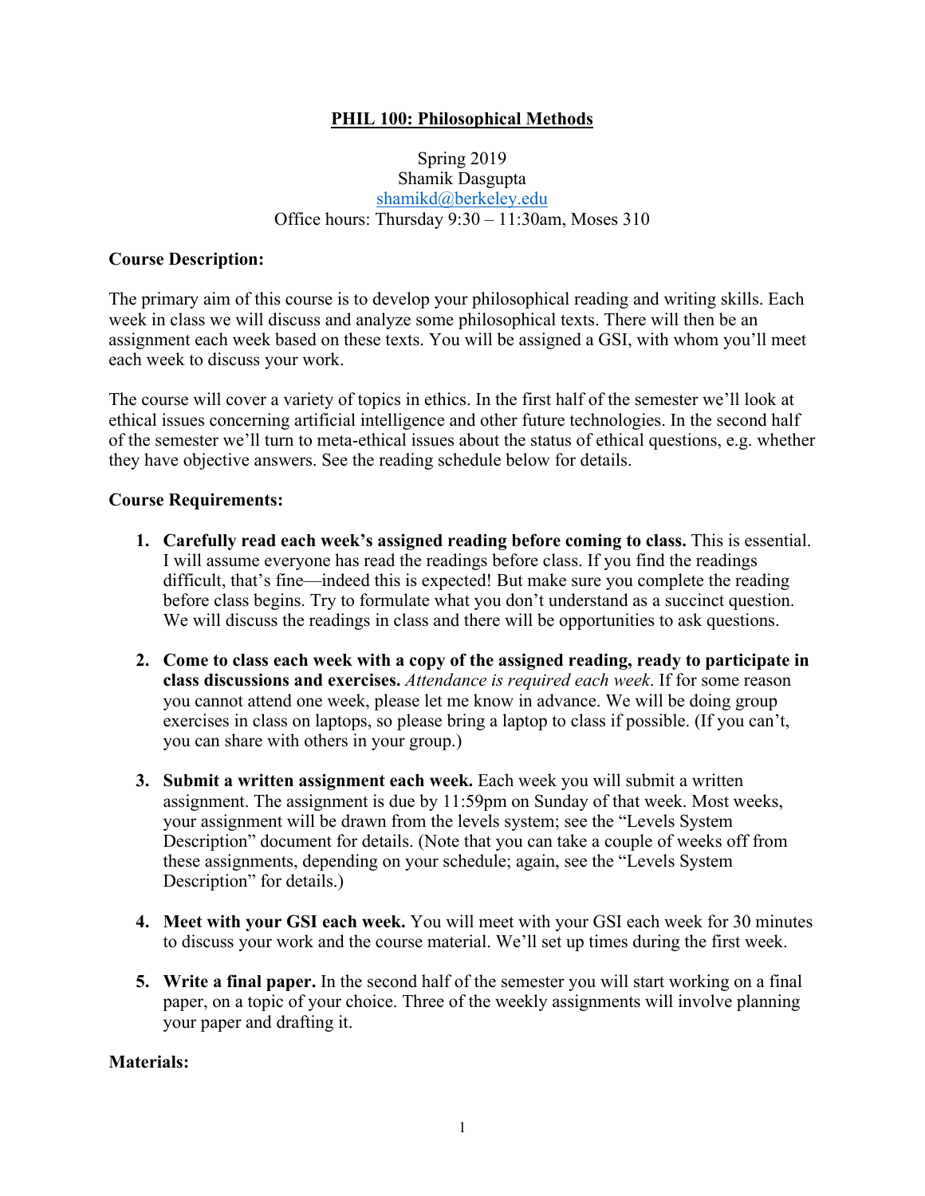# PHIL 100: Philosophical Methods

Spring 2019
Shamik Dasgupta
shamikd@berkeley.edu
Office hours: Thursday 9:30 – 11:30am, Moses 310

**Course Description:**

The primary aim of this course is to develop your philosophical reading and writing skills. Each week in class we will discuss and analyze some philosophical texts. There will then be an assignment each week based on these texts. You will be assigned a GSI, with whom you'll meet each week to discuss your work.

The course will cover a variety of topics in ethics. In the first half of the semester we'll look at ethical issues concerning artificial intelligence and other future technologies. In the second half of the semester we'll turn to meta-ethical issues about the status of ethical questions, e.g. whether they have objective answers. See the reading schedule below for details.

**Course Requirements:**

1. **Carefully read each week's assigned reading before coming to class.** This is essential. I will assume everyone has read the readings before class. If you find the readings difficult, that's fine—indeed this is expected! But make sure you complete the reading before class begins. Try to formulate what you don't understand as a succinct question. We will discuss the readings in class and there will be opportunities to ask questions.

2. **Come to class each week with a copy of the assigned reading, ready to participate in class discussions and exercises.** *Attendance is required each week*. If for some reason you cannot attend one week, please let me know in advance. We will be doing group exercises in class on laptops, so please bring a laptop to class if possible. (If you can't, you can share with others in your group.)

3. **Submit a written assignment each week.** Each week you will submit a written assignment. The assignment is due by 11:59pm on Sunday of that week. Most weeks, your assignment will be drawn from the levels system; see the "Levels System Description" document for details. (Note that you can take a couple of weeks off from these assignments, depending on your schedule; again, see the "Levels System Description" for details.)

4. **Meet with your GSI each week.** You will meet with your GSI each week for 30 minutes to discuss your work and the course material. We'll set up times during the first week.

5. **Write a final paper.** In the second half of the semester you will start working on a final paper, on a topic of your choice. Three of the weekly assignments will involve planning your paper and drafting it.

**Materials:**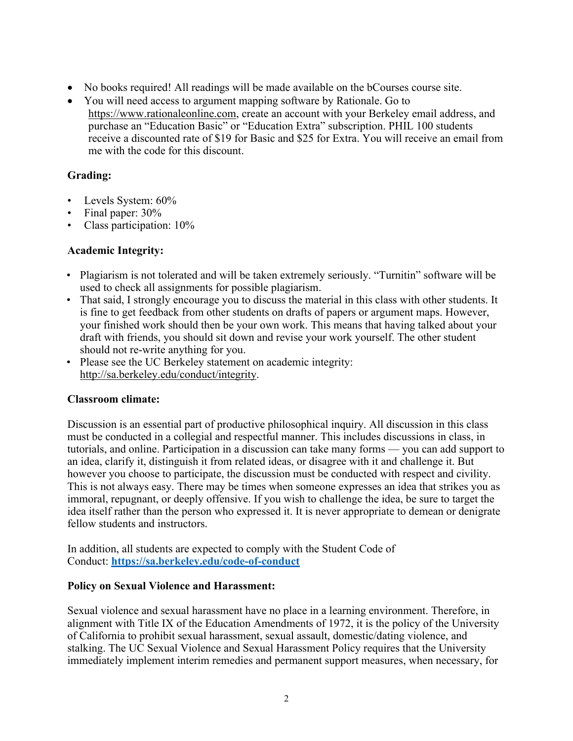- No books required! All readings will be made available on the bCourses course site.
- You will need access to argument mapping software by Rationale. Go to https://www.rationaleonline.com, create an account with your Berkeley email address, and purchase an "Education Basic" or "Education Extra" subscription. PHIL 100 students receive a discounted rate of $19 for Basic and $25 for Extra. You will receive an email from me with the code for this discount.

**Grading:**

- Levels System: 60%
- Final paper: 30%
- Class participation: 10%

**Academic Integrity:**

- Plagiarism is not tolerated and will be taken extremely seriously. "Turnitin" software will be used to check all assignments for possible plagiarism.
- That said, I strongly encourage you to discuss the material in this class with other students. It is fine to get feedback from other students on drafts of papers or argument maps. However, your finished work should then be your own work. This means that having talked about your draft with friends, you should sit down and revise your work yourself. The other student should not re-write anything for you.
- Please see the UC Berkeley statement on academic integrity: http://sa.berkeley.edu/conduct/integrity.

**Classroom climate:**

Discussion is an essential part of productive philosophical inquiry. All discussion in this class must be conducted in a collegial and respectful manner. This includes discussions in class, in tutorials, and online. Participation in a discussion can take many forms — you can add support to an idea, clarify it, distinguish it from related ideas, or disagree with it and challenge it. But however you choose to participate, the discussion must be conducted with respect and civility. This is not always easy. There may be times when someone expresses an idea that strikes you as immoral, repugnant, or deeply offensive. If you wish to challenge the idea, be sure to target the idea itself rather than the person who expressed it. It is never appropriate to demean or denigrate fellow students and instructors.

In addition, all students are expected to comply with the Student Code of Conduct: **https://sa.berkeley.edu/code-of-conduct**

**Policy on Sexual Violence and Harassment:**

Sexual violence and sexual harassment have no place in a learning environment. Therefore, in alignment with Title IX of the Education Amendments of 1972, it is the policy of the University of California to prohibit sexual harassment, sexual assault, domestic/dating violence, and stalking. The UC Sexual Violence and Sexual Harassment Policy requires that the University immediately implement interim remedies and permanent support measures, when necessary, for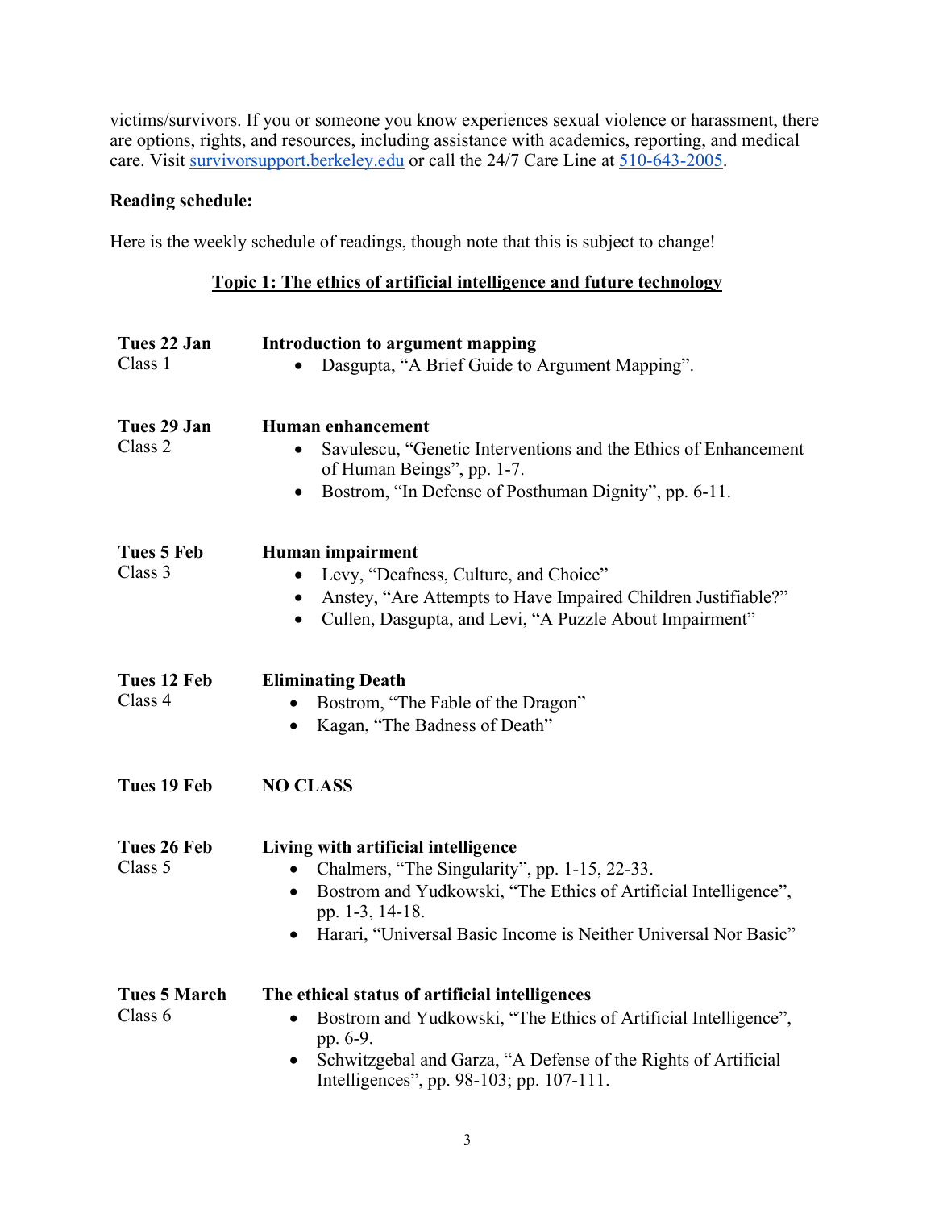victims/survivors. If you or someone you know experiences sexual violence or harassment, there are options, rights, and resources, including assistance with academics, reporting, and medical care. Visit [survivorsupport.berkeley.edu](survivorsupport.berkeley.edu) or call the 24/7 Care Line at [510-643-2005](510-643-2005).

**Reading schedule:**

Here is the weekly schedule of readings, though note that this is subject to change!

## Topic 1: The ethics of artificial intelligence and future technology

**Tues 22 Jan**
Class 1

**Introduction to argument mapping**
- Dasgupta, "A Brief Guide to Argument Mapping".

**Tues 29 Jan**
Class 2

**Human enhancement**
- Savulescu, "Genetic Interventions and the Ethics of Enhancement of Human Beings", pp. 1-7.
- Bostrom, "In Defense of Posthuman Dignity", pp. 6-11.

**Tues 5 Feb**
Class 3

**Human impairment**
- Levy, "Deafness, Culture, and Choice"
- Anstey, "Are Attempts to Have Impaired Children Justifiable?"
- Cullen, Dasgupta, and Levi, "A Puzzle About Impairment"

**Tues 12 Feb**
Class 4

**Eliminating Death**
- Bostrom, "The Fable of the Dragon"
- Kagan, "The Badness of Death"

**Tues 19 Feb**

**NO CLASS**

**Tues 26 Feb**
Class 5

**Living with artificial intelligence**
- Chalmers, "The Singularity", pp. 1-15, 22-33.
- Bostrom and Yudkowski, "The Ethics of Artificial Intelligence", pp. 1-3, 14-18.
- Harari, "Universal Basic Income is Neither Universal Nor Basic"

**Tues 5 March**
Class 6

**The ethical status of artificial intelligences**
- Bostrom and Yudkowski, "The Ethics of Artificial Intelligence", pp. 6-9.
- Schwitzgebal and Garza, "A Defense of the Rights of Artificial Intelligences", pp. 98-103; pp. 107-111.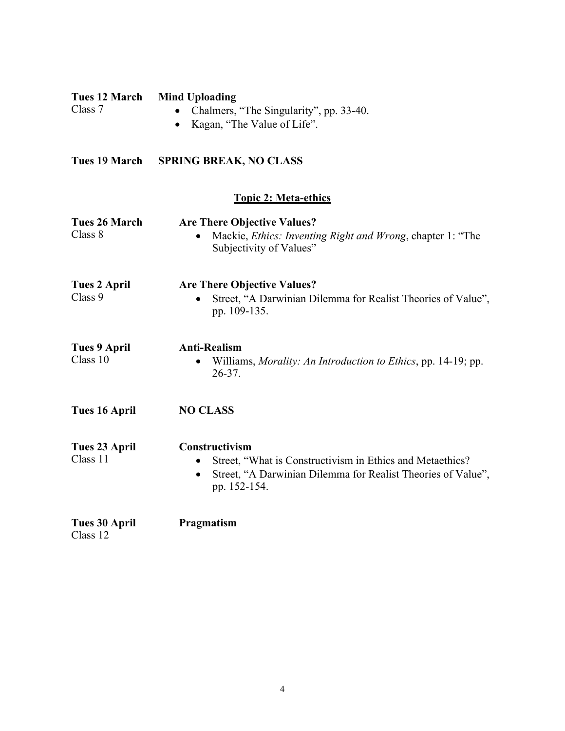**Tues 12 March** Class 7 — **Mind Uploading**

- Chalmers, "The Singularity", pp. 33-40.
- Kagan, "The Value of Life".

**Tues 19 March** — **SPRING BREAK, NO CLASS**

## Topic 2: Meta-ethics

**Tues 26 March** Class 8 — **Are There Objective Values?**

- Mackie, *Ethics: Inventing Right and Wrong*, chapter 1: "The Subjectivity of Values"

**Tues 2 April** Class 9 — **Are There Objective Values?**

- Street, "A Darwinian Dilemma for Realist Theories of Value", pp. 109-135.

**Tues 9 April** Class 10 — **Anti-Realism**

- Williams, *Morality: An Introduction to Ethics*, pp. 14-19; pp. 26-37.

**Tues 16 April** — **NO CLASS**

**Tues 23 April** Class 11 — **Constructivism**

- Street, "What is Constructivism in Ethics and Metaethics?
- Street, "A Darwinian Dilemma for Realist Theories of Value", pp. 152-154.

**Tues 30 April** Class 12 — **Pragmatism**